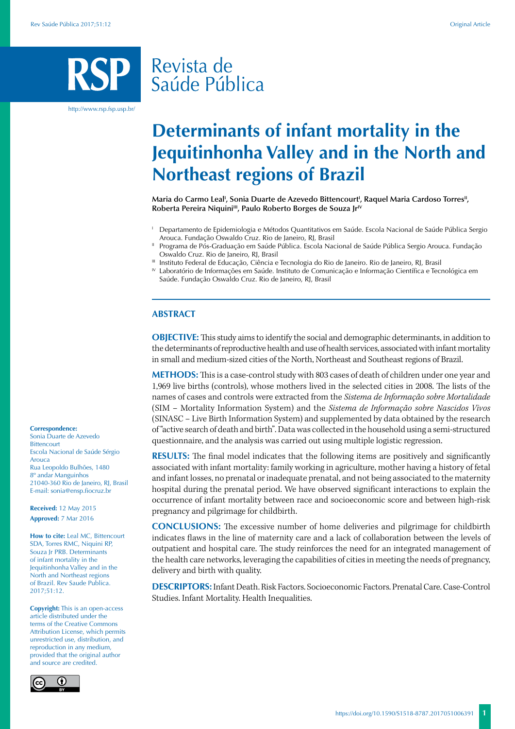Revista de Saúde Pública

http://www.rsp.fsp.usp.br/

# Determinants of infant mortality in the Jequitinhonha Valley and in the North and Northeast regions of Brazil

**Maria do Carmo Leal[I], Sonia Duarte de Azevedo Bittencourt[I], Raquel Maria Cardoso Torres[II], Roberta Pereira Niquini[III], Paulo Roberto Borges de Souza Jr[IV]**

[I] Departamento de Epidemiologia e Métodos Quantitativos em Saúde. Escola Nacional de Saúde Pública Sergio Arouca. Fundação Oswaldo Cruz. Rio de Janeiro, RJ, Brasil

[II] Programa de Pós-Graduação em Saúde Pública. Escola Nacional de Saúde Pública Sergio Arouca. Fundação Oswaldo Cruz. Rio de Janeiro, RJ, Brasil

[III] Instituto Federal de Educação, Ciência e Tecnologia do Rio de Janeiro. Rio de Janeiro, RJ, Brasil

[IV] Laboratório de Informações em Saúde. Instituto de Comunicação e Informação Científica e Tecnológica em Saúde. Fundação Oswaldo Cruz. Rio de Janeiro, RJ, Brasil

## ABSTRACT

**OBJECTIVE:** This study aims to identify the social and demographic determinants, in addition to the determinants of reproductive health and use of health services, associated with infant mortality in small and medium-sized cities of the North, Northeast and Southeast regions of Brazil.

**METHODS:** This is a case-control study with 803 cases of death of children under one year and 1,969 live births (controls), whose mothers lived in the selected cities in 2008. The lists of the names of cases and controls were extracted from the *Sistema de Informação sobre Mortalidade* (SIM – Mortality Information System) and the *Sistema de Informação sobre Nascidos Vivos* (SINASC – Live Birth Information System) and supplemented by data obtained by the research of "active search of death and birth". Data was collected in the household using a semi-structured questionnaire, and the analysis was carried out using multiple logistic regression.

**RESULTS:** The final model indicates that the following items are positively and significantly associated with infant mortality: family working in agriculture, mother having a history of fetal and infant losses, no prenatal or inadequate prenatal, and not being associated to the maternity hospital during the prenatal period. We have observed significant interactions to explain the occurrence of infant mortality between race and socioeconomic score and between high-risk pregnancy and pilgrimage for childbirth.

**CONCLUSIONS:** The excessive number of home deliveries and pilgrimage for childbirth indicates flaws in the line of maternity care and a lack of collaboration between the levels of outpatient and hospital care. The study reinforces the need for an integrated management of the health care networks, leveraging the capabilities of cities in meeting the needs of pregnancy, delivery and birth with quality.

**DESCRIPTORS:** Infant Death. Risk Factors. Socioeconomic Factors. Prenatal Care. Case-Control Studies. Infant Mortality. Health Inequalities.

**Correspondence:**
Sonia Duarte de Azevedo Bittencourt
Escola Nacional de Saúde Sérgio Arouca
Rua Leopoldo Bulhões, 1480
8º andar Manguinhos
21040-360 Rio de Janeiro, RJ, Brasil
E-mail: sonia@ensp.fiocruz.br

**Received:** 12 May 2015
**Approved:** 7 Mar 2016

**How to cite:** Leal MC, Bittencourt SDA, Torres RMC, Niquini RP, Souza Jr PRB. Determinants of infant mortality in the Jequitinhonha Valley and in the North and Northeast regions of Brazil. Rev Saude Publica. 2017;51:12.

**Copyright:** This is an open-access article distributed under the terms of the Creative Commons Attribution License, which permits unrestricted use, distribution, and reproduction in any medium, provided that the original author and source are credited.

https://doi.org/10.1590/S1518-8787.2017051006391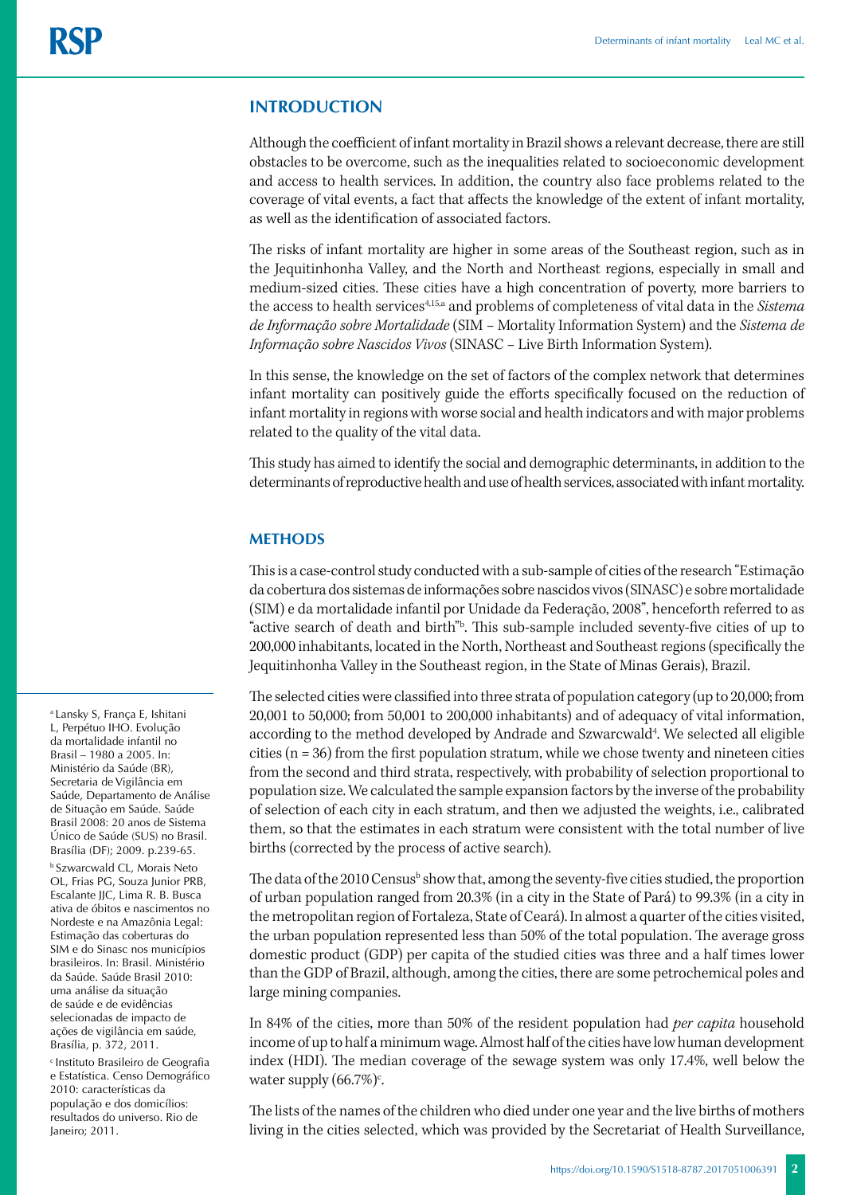## INTRODUCTION

Although the coefficient of infant mortality in Brazil shows a relevant decrease, there are still obstacles to be overcome, such as the inequalities related to socioeconomic development and access to health services. In addition, the country also face problems related to the coverage of vital events, a fact that affects the knowledge of the extent of infant mortality, as well as the identification of associated factors.

The risks of infant mortality are higher in some areas of the Southeast region, such as in the Jequitinhonha Valley, and the North and Northeast regions, especially in small and medium-sized cities. These cities have a high concentration of poverty, more barriers to the access to health services[4,15,a] and problems of completeness of vital data in the *Sistema de Informação sobre Mortalidade* (SIM – Mortality Information System) and the *Sistema de Informação sobre Nascidos Vivos* (SINASC – Live Birth Information System).

In this sense, the knowledge on the set of factors of the complex network that determines infant mortality can positively guide the efforts specifically focused on the reduction of infant mortality in regions with worse social and health indicators and with major problems related to the quality of the vital data.

This study has aimed to identify the social and demographic determinants, in addition to the determinants of reproductive health and use of health services, associated with infant mortality.

## METHODS

This is a case-control study conducted with a sub-sample of cities of the research "Estimação da cobertura dos sistemas de informações sobre nascidos vivos (SINASC) e sobre mortalidade (SIM) e da mortalidade infantil por Unidade da Federação, 2008", henceforth referred to as "active search of death and birth"[b]. This sub-sample included seventy-five cities of up to 200,000 inhabitants, located in the North, Northeast and Southeast regions (specifically the Jequitinhonha Valley in the Southeast region, in the State of Minas Gerais), Brazil.

The selected cities were classified into three strata of population category (up to 20,000; from 20,001 to 50,000; from 50,001 to 200,000 inhabitants) and of adequacy of vital information, according to the method developed by Andrade and Szwarcwald[4]. We selected all eligible cities (n = 36) from the first population stratum, while we chose twenty and nineteen cities from the second and third strata, respectively, with probability of selection proportional to population size. We calculated the sample expansion factors by the inverse of the probability of selection of each city in each stratum, and then we adjusted the weights, i.e., calibrated them, so that the estimates in each stratum were consistent with the total number of live births (corrected by the process of active search).

The data of the 2010 Census[b] show that, among the seventy-five cities studied, the proportion of urban population ranged from 20.3% (in a city in the State of Pará) to 99.3% (in a city in the metropolitan region of Fortaleza, State of Ceará). In almost a quarter of the cities visited, the urban population represented less than 50% of the total population. The average gross domestic product (GDP) per capita of the studied cities was three and a half times lower than the GDP of Brazil, although, among the cities, there are some petrochemical poles and large mining companies.

In 84% of the cities, more than 50% of the resident population had *per capita* household income of up to half a minimum wage. Almost half of the cities have low human development index (HDI). The median coverage of the sewage system was only 17.4%, well below the water supply (66.7%)[c].

The lists of the names of the children who died under one year and the live births of mothers living in the cities selected, which was provided by the Secretariat of Health Surveillance,

[a] Lansky S, França E, Ishitani L, Perpétuo IHO. Evolução da mortalidade infantil no Brasil – 1980 a 2005. In: Ministério da Saúde (BR), Secretaria de Vigilância em Saúde, Departamento de Análise de Situação em Saúde. Saúde Brasil 2008: 20 anos de Sistema Único de Saúde (SUS) no Brasil. Brasília (DF); 2009. p.239-65.

[b] Szwarcwald CL, Morais Neto OL, Frias PG, Souza Junior PRB, Escalante JJC, Lima R. B. Busca ativa de óbitos e nascimentos no Nordeste e na Amazônia Legal: Estimação das coberturas do SIM e do Sinasc nos municípios brasileiros. In: Brasil. Ministério da Saúde. Saúde Brasil 2010: uma análise da situação de saúde e de evidências selecionadas de impacto de ações de vigilância em saúde, Brasília, p. 372, 2011.

[c] Instituto Brasileiro de Geografia e Estatística. Censo Demográfico 2010: características da população e dos domicílios: resultados do universo. Rio de Janeiro; 2011.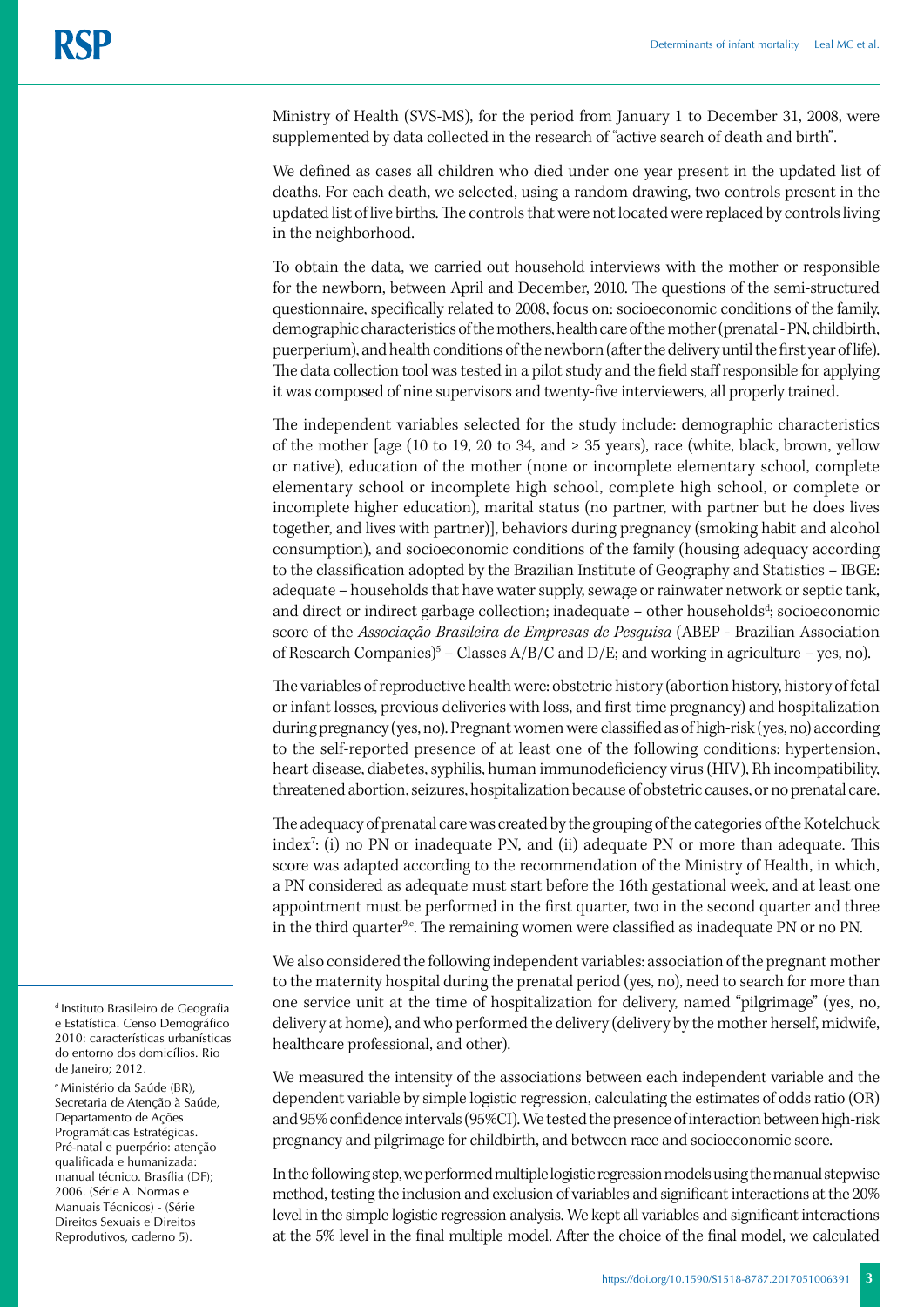Ministry of Health (SVS-MS), for the period from January 1 to December 31, 2008, were supplemented by data collected in the research of "active search of death and birth".

We defined as cases all children who died under one year present in the updated list of deaths. For each death, we selected, using a random drawing, two controls present in the updated list of live births. The controls that were not located were replaced by controls living in the neighborhood.

To obtain the data, we carried out household interviews with the mother or responsible for the newborn, between April and December, 2010. The questions of the semi-structured questionnaire, specifically related to 2008, focus on: socioeconomic conditions of the family, demographic characteristics of the mothers, health care of the mother (prenatal - PN, childbirth, puerperium), and health conditions of the newborn (after the delivery until the first year of life). The data collection tool was tested in a pilot study and the field staff responsible for applying it was composed of nine supervisors and twenty-five interviewers, all properly trained.

The independent variables selected for the study include: demographic characteristics of the mother [age (10 to 19, 20 to 34, and ≥ 35 years), race (white, black, brown, yellow or native), education of the mother (none or incomplete elementary school, complete elementary school or incomplete high school, complete high school, or complete or incomplete higher education), marital status (no partner, with partner but he does lives together, and lives with partner)], behaviors during pregnancy (smoking habit and alcohol consumption), and socioeconomic conditions of the family (housing adequacy according to the classification adopted by the Brazilian Institute of Geography and Statistics – IBGE: adequate – households that have water supply, sewage or rainwater network or septic tank, and direct or indirect garbage collection; inadequate – other households[d]; socioeconomic score of the *Associação Brasileira de Empresas de Pesquisa* (ABEP - Brazilian Association of Research Companies)[5] – Classes A/B/C and D/E; and working in agriculture – yes, no).

The variables of reproductive health were: obstetric history (abortion history, history of fetal or infant losses, previous deliveries with loss, and first time pregnancy) and hospitalization during pregnancy (yes, no). Pregnant women were classified as of high-risk (yes, no) according to the self-reported presence of at least one of the following conditions: hypertension, heart disease, diabetes, syphilis, human immunodeficiency virus (HIV), Rh incompatibility, threatened abortion, seizures, hospitalization because of obstetric causes, or no prenatal care.

The adequacy of prenatal care was created by the grouping of the categories of the Kotelchuck index[7]: (i) no PN or inadequate PN, and (ii) adequate PN or more than adequate. This score was adapted according to the recommendation of the Ministry of Health, in which, a PN considered as adequate must start before the 16th gestational week, and at least one appointment must be performed in the first quarter, two in the second quarter and three in the third quarter[9,e]. The remaining women were classified as inadequate PN or no PN.

We also considered the following independent variables: association of the pregnant mother to the maternity hospital during the prenatal period (yes, no), need to search for more than one service unit at the time of hospitalization for delivery, named "pilgrimage" (yes, no, delivery at home), and who performed the delivery (delivery by the mother herself, midwife, healthcare professional, and other).

We measured the intensity of the associations between each independent variable and the dependent variable by simple logistic regression, calculating the estimates of odds ratio (OR) and 95% confidence intervals (95%CI). We tested the presence of interaction between high-risk pregnancy and pilgrimage for childbirth, and between race and socioeconomic score.

In the following step, we performed multiple logistic regression models using the manual stepwise method, testing the inclusion and exclusion of variables and significant interactions at the 20% level in the simple logistic regression analysis. We kept all variables and significant interactions at the 5% level in the final multiple model. After the choice of the final model, we calculated

[d] Instituto Brasileiro de Geografia e Estatística. Censo Demográfico 2010: características urbanísticas do entorno dos domicílios. Rio de Janeiro; 2012.

[e] Ministério da Saúde (BR), Secretaria de Atenção à Saúde, Departamento de Ações Programáticas Estratégicas. Pré-natal e puerpério: atenção qualificada e humanizada: manual técnico. Brasília (DF); 2006. (Série A. Normas e Manuais Técnicos) - (Série Direitos Sexuais e Direitos Reprodutivos, caderno 5).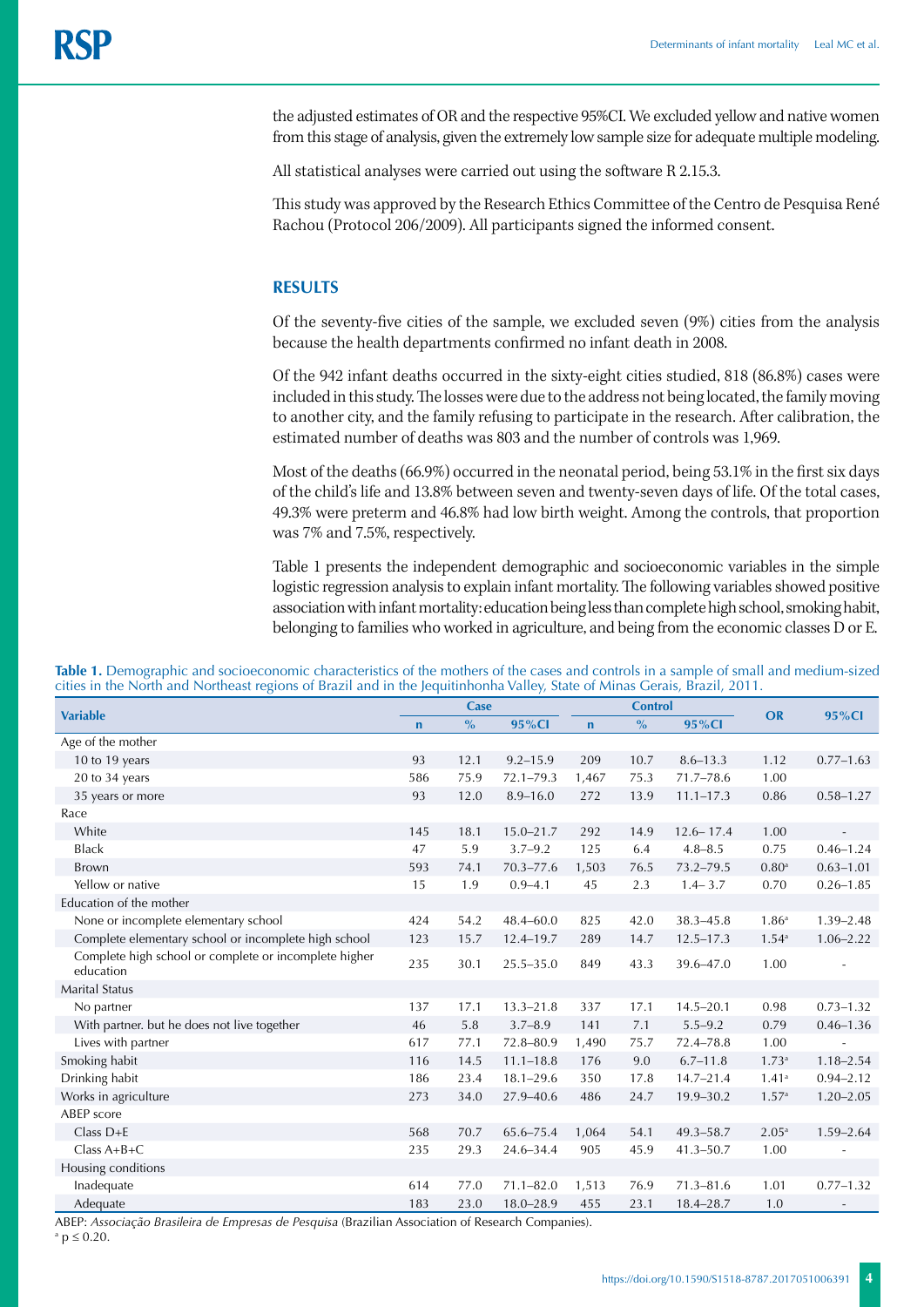the adjusted estimates of OR and the respective 95%CI. We excluded yellow and native women from this stage of analysis, given the extremely low sample size for adequate multiple modeling.

All statistical analyses were carried out using the software R 2.15.3.

This study was approved by the Research Ethics Committee of the Centro de Pesquisa René Rachou (Protocol 206/2009). All participants signed the informed consent.

## RESULTS

Of the seventy-five cities of the sample, we excluded seven (9%) cities from the analysis because the health departments confirmed no infant death in 2008.

Of the 942 infant deaths occurred in the sixty-eight cities studied, 818 (86.8%) cases were included in this study. The losses were due to the address not being located, the family moving to another city, and the family refusing to participate in the research. After calibration, the estimated number of deaths was 803 and the number of controls was 1,969.

Most of the deaths (66.9%) occurred in the neonatal period, being 53.1% in the first six days of the child's life and 13.8% between seven and twenty-seven days of life. Of the total cases, 49.3% were preterm and 46.8% had low birth weight. Among the controls, that proportion was 7% and 7.5%, respectively.

Table 1 presents the independent demographic and socioeconomic variables in the simple logistic regression analysis to explain infant mortality. The following variables showed positive association with infant mortality: education being less than complete high school, smoking habit, belonging to families who worked in agriculture, and being from the economic classes D or E.

**Table 1.** Demographic and socioeconomic characteristics of the mothers of the cases and controls in a sample of small and medium-sized cities in the North and Northeast regions of Brazil and in the Jequitinhonha Valley, State of Minas Gerais, Brazil, 2011.

| Variable | Case | | | Control | | | OR | 95%CI |
|---|---|---|---|---|---|---|---|---|
| | n | % | 95%CI | n | % | 95%CI | | |
| Age of the mother | | | | | | | | |
| 10 to 19 years | 93 | 12.1 | 9.2–15.9 | 209 | 10.7 | 8.6–13.3 | 1.12 | 0.77–1.63 |
| 20 to 34 years | 586 | 75.9 | 72.1–79.3 | 1,467 | 75.3 | 71.7–78.6 | 1.00 | |
| 35 years or more | 93 | 12.0 | 8.9–16.0 | 272 | 13.9 | 11.1–17.3 | 0.86 | 0.58–1.27 |
| Race | | | | | | | | |
| White | 145 | 18.1 | 15.0–21.7 | 292 | 14.9 | 12.6– 17.4 | 1.00 | - |
| Black | 47 | 5.9 | 3.7–9.2 | 125 | 6.4 | 4.8–8.5 | 0.75 | 0.46–1.24 |
| Brown | 593 | 74.1 | 70.3–77.6 | 1,503 | 76.5 | 73.2–79.5 | 0.80[a] | 0.63–1.01 |
| Yellow or native | 15 | 1.9 | 0.9–4.1 | 45 | 2.3 | 1.4– 3.7 | 0.70 | 0.26–1.85 |
| Education of the mother | | | | | | | | |
| None or incomplete elementary school | 424 | 54.2 | 48.4–60.0 | 825 | 42.0 | 38.3–45.8 | 1.86[a] | 1.39–2.48 |
| Complete elementary school or incomplete high school | 123 | 15.7 | 12.4–19.7 | 289 | 14.7 | 12.5–17.3 | 1.54[a] | 1.06–2.22 |
| Complete high school or complete or incomplete higher education | 235 | 30.1 | 25.5–35.0 | 849 | 43.3 | 39.6–47.0 | 1.00 | - |
| Marital Status | | | | | | | | |
| No partner | 137 | 17.1 | 13.3–21.8 | 337 | 17.1 | 14.5–20.1 | 0.98 | 0.73–1.32 |
| With partner. but he does not live together | 46 | 5.8 | 3.7–8.9 | 141 | 7.1 | 5.5–9.2 | 0.79 | 0.46–1.36 |
| Lives with partner | 617 | 77.1 | 72.8–80.9 | 1,490 | 75.7 | 72.4–78.8 | 1.00 | - |
| Smoking habit | 116 | 14.5 | 11.1–18.8 | 176 | 9.0 | 6.7–11.8 | 1.73[a] | 1.18–2.54 |
| Drinking habit | 186 | 23.4 | 18.1–29.6 | 350 | 17.8 | 14.7–21.4 | 1.41[a] | 0.94–2.12 |
| Works in agriculture | 273 | 34.0 | 27.9–40.6 | 486 | 24.7 | 19.9–30.2 | 1.57[a] | 1.20–2.05 |
| ABEP score | | | | | | | | |
| Class D+E | 568 | 70.7 | 65.6–75.4 | 1,064 | 54.1 | 49.3–58.7 | 2.05[a] | 1.59–2.64 |
| Class A+B+C | 235 | 29.3 | 24.6–34.4 | 905 | 45.9 | 41.3–50.7 | 1.00 | - |
| Housing conditions | | | | | | | | |
| Inadequate | 614 | 77.0 | 71.1–82.0 | 1,513 | 76.9 | 71.3–81.6 | 1.01 | 0.77–1.32 |
| Adequate | 183 | 23.0 | 18.0–28.9 | 455 | 23.1 | 18.4–28.7 | 1.0 | - |

ABEP: *Associação Brasileira de Empresas de Pesquisa* (Brazilian Association of Research Companies).

[a] $p \leq 0.20$.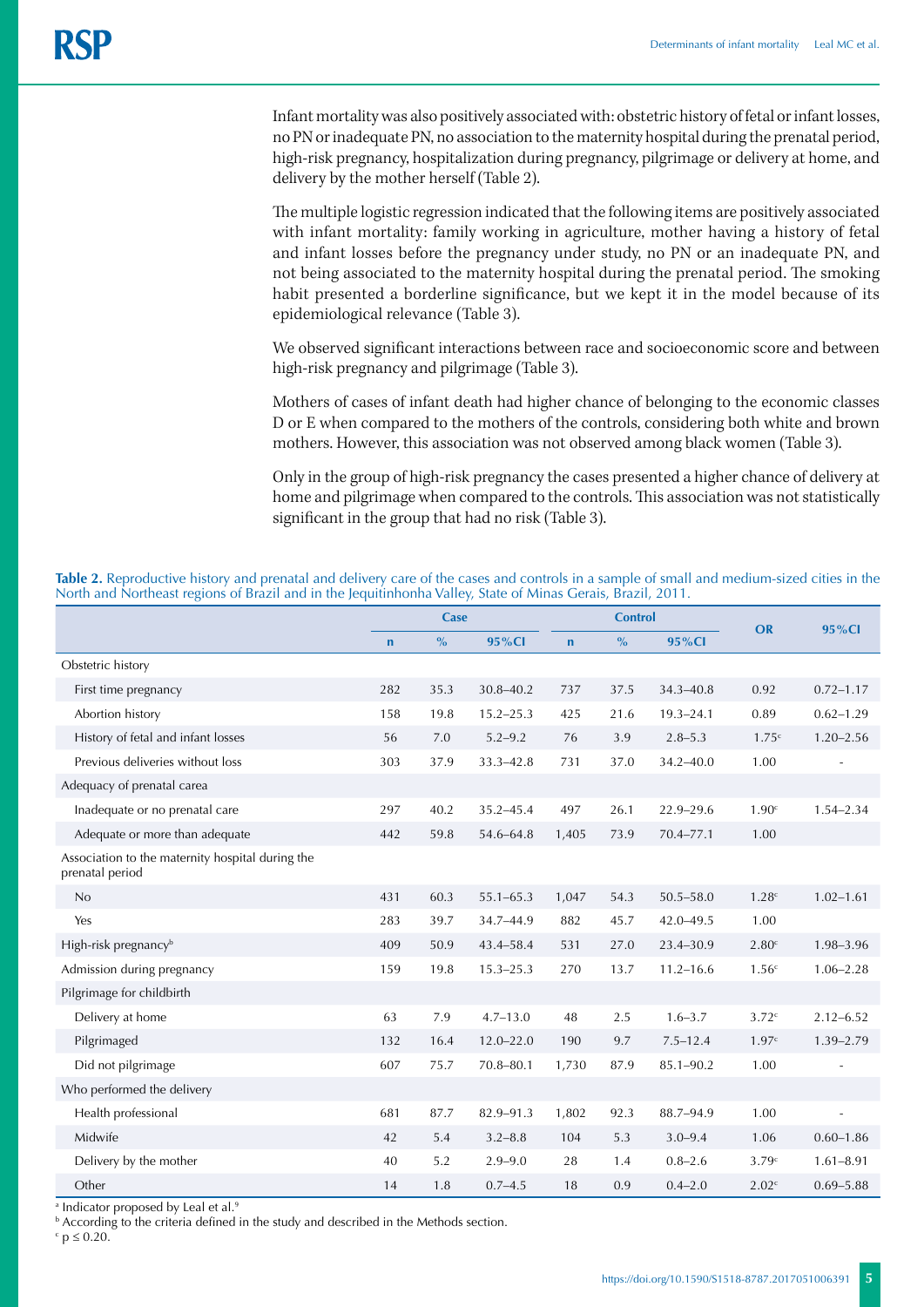Infant mortality was also positively associated with: obstetric history of fetal or infant losses, no PN or inadequate PN, no association to the maternity hospital during the prenatal period, high-risk pregnancy, hospitalization during pregnancy, pilgrimage or delivery at home, and delivery by the mother herself (Table 2).

The multiple logistic regression indicated that the following items are positively associated with infant mortality: family working in agriculture, mother having a history of fetal and infant losses before the pregnancy under study, no PN or an inadequate PN, and not being associated to the maternity hospital during the prenatal period. The smoking habit presented a borderline significance, but we kept it in the model because of its epidemiological relevance (Table 3).

We observed significant interactions between race and socioeconomic score and between high-risk pregnancy and pilgrimage (Table 3).

Mothers of cases of infant death had higher chance of belonging to the economic classes D or E when compared to the mothers of the controls, considering both white and brown mothers. However, this association was not observed among black women (Table 3).

Only in the group of high-risk pregnancy the cases presented a higher chance of delivery at home and pilgrimage when compared to the controls. This association was not statistically significant in the group that had no risk (Table 3).

**Table 2.** Reproductive history and prenatal and delivery care of the cases and controls in a sample of small and medium-sized cities in the North and Northeast regions of Brazil and in the Jequitinhonha Valley, State of Minas Gerais, Brazil, 2011.

| | Case | | | Control | | | OR | 95%CI |
|---|---|---|---|---|---|---|---|---|
| | n | % | 95%CI | n | % | 95%CI | | |
| Obstetric history | | | | | | | | |
| First time pregnancy | 282 | 35.3 | 30.8–40.2 | 737 | 37.5 | 34.3–40.8 | 0.92 | 0.72–1.17 |
| Abortion history | 158 | 19.8 | 15.2–25.3 | 425 | 21.6 | 19.3–24.1 | 0.89 | 0.62–1.29 |
| History of fetal and infant losses | 56 | 7.0 | 5.2–9.2 | 76 | 3.9 | 2.8–5.3 | 1.75[c] | 1.20–2.56 |
| Previous deliveries without loss | 303 | 37.9 | 33.3–42.8 | 731 | 37.0 | 34.2–40.0 | 1.00 | - |
| Adequacy of prenatal care[a] | | | | | | | | |
| Inadequate or no prenatal care | 297 | 40.2 | 35.2–45.4 | 497 | 26.1 | 22.9–29.6 | 1.90[c] | 1.54–2.34 |
| Adequate or more than adequate | 442 | 59.8 | 54.6–64.8 | 1,405 | 73.9 | 70.4–77.1 | 1.00 | |
| Association to the maternity hospital during the prenatal period | | | | | | | | |
| No | 431 | 60.3 | 55.1–65.3 | 1,047 | 54.3 | 50.5–58.0 | 1.28[c] | 1.02–1.61 |
| Yes | 283 | 39.7 | 34.7–44.9 | 882 | 45.7 | 42.0–49.5 | 1.00 | |
| High-risk pregnancy[b] | 409 | 50.9 | 43.4–58.4 | 531 | 27.0 | 23.4–30.9 | 2.80[c] | 1.98–3.96 |
| Admission during pregnancy | 159 | 19.8 | 15.3–25.3 | 270 | 13.7 | 11.2–16.6 | 1.56[c] | 1.06–2.28 |
| Pilgrimage for childbirth | | | | | | | | |
| Delivery at home | 63 | 7.9 | 4.7–13.0 | 48 | 2.5 | 1.6–3.7 | 3.72[c] | 2.12–6.52 |
| Pilgrimaged | 132 | 16.4 | 12.0–22.0 | 190 | 9.7 | 7.5–12.4 | 1.97[c] | 1.39–2.79 |
| Did not pilgrimage | 607 | 75.7 | 70.8–80.1 | 1,730 | 87.9 | 85.1–90.2 | 1.00 | - |
| Who performed the delivery | | | | | | | | |
| Health professional | 681 | 87.7 | 82.9–91.3 | 1,802 | 92.3 | 88.7–94.9 | 1.00 | - |
| Midwife | 42 | 5.4 | 3.2–8.8 | 104 | 5.3 | 3.0–9.4 | 1.06 | 0.60–1.86 |
| Delivery by the mother | 40 | 5.2 | 2.9–9.0 | 28 | 1.4 | 0.8–2.6 | 3.79[c] | 1.61–8.91 |
| Other | 14 | 1.8 | 0.7–4.5 | 18 | 0.9 | 0.4–2.0 | 2.02[c] | 0.69–5.88 |

[a] Indicator proposed by Leal et al.[9]

[b] According to the criteria defined in the study and described in the Methods section.

[c] $p \leq 0.20$.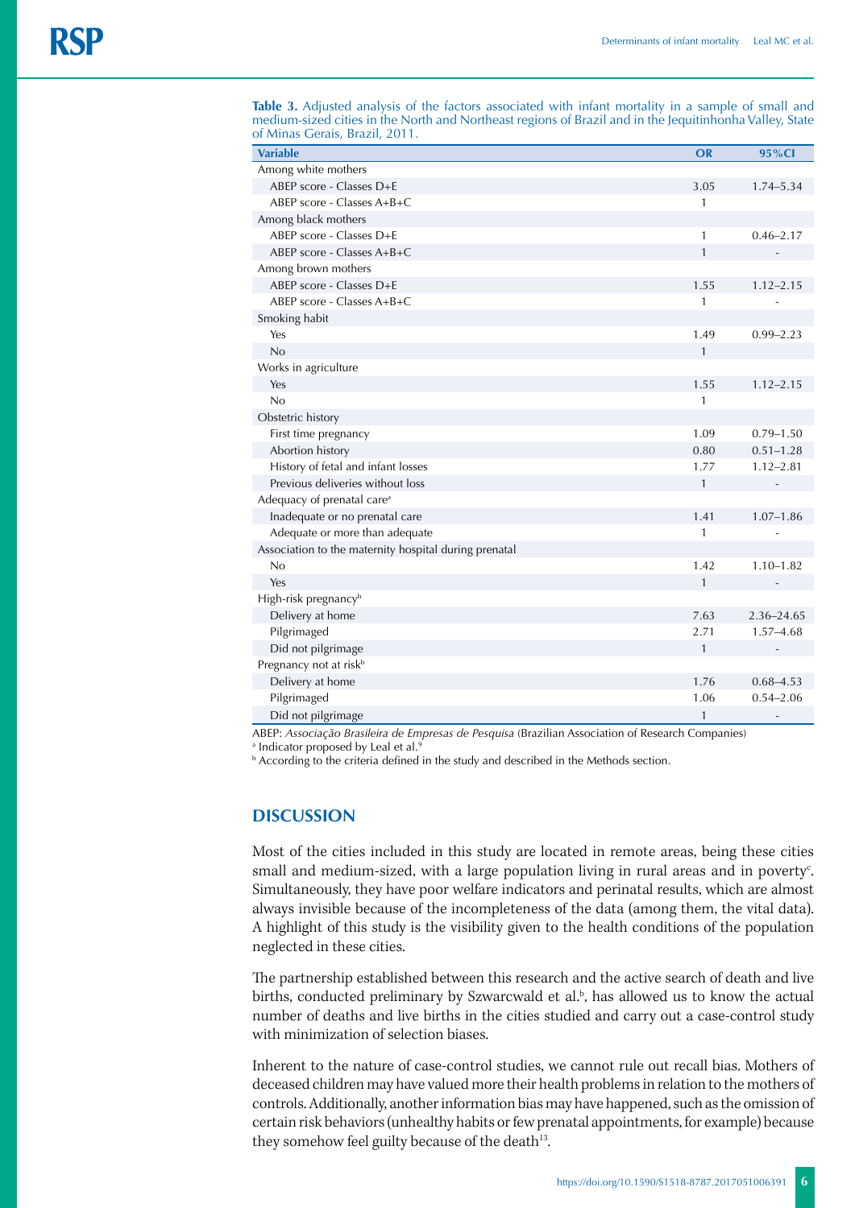**Table 3.** Adjusted analysis of the factors associated with infant mortality in a sample of small and medium-sized cities in the North and Northeast regions of Brazil and in the Jequitinhonha Valley, State of Minas Gerais, Brazil, 2011.

| Variable | OR | 95%CI |
|---|---|---|
| Among white mothers | | |
| ABEP score - Classes D+E | 3.05 | 1.74–5.34 |
| ABEP score - Classes A+B+C | 1 | |
| Among black mothers | | |
| ABEP score - Classes D+E | 1 | 0.46–2.17 |
| ABEP score - Classes A+B+C | 1 | - |
| Among brown mothers | | |
| ABEP score - Classes D+E | 1.55 | 1.12–2.15 |
| ABEP score - Classes A+B+C | 1 | - |
| Smoking habit | | |
| Yes | 1.49 | 0.99–2.23 |
| No | 1 | |
| Works in agriculture | | |
| Yes | 1.55 | 1.12–2.15 |
| No | 1 | |
| Obstetric history | | |
| First time pregnancy | 1.09 | 0.79–1.50 |
| Abortion history | 0.80 | 0.51–1.28 |
| History of fetal and infant losses | 1.77 | 1.12–2.81 |
| Previous deliveries without loss | 1 | - |
| Adequacy of prenatal care[a] | | |
| Inadequate or no prenatal care | 1.41 | 1.07–1.86 |
| Adequate or more than adequate | 1 | - |
| Association to the maternity hospital during prenatal | | |
| No | 1.42 | 1.10–1.82 |
| Yes | 1 | - |
| High-risk pregnancy[b] | | |
| Delivery at home | 7.63 | 2.36–24.65 |
| Pilgrimaged | 2.71 | 1.57–4.68 |
| Did not pilgrimage | 1 | - |
| Pregnancy not at risk[b] | | |
| Delivery at home | 1.76 | 0.68–4.53 |
| Pilgrimaged | 1.06 | 0.54–2.06 |
| Did not pilgrimage | 1 | - |

ABEP: *Associação Brasileira de Empresas de Pesquisa* (Brazilian Association of Research Companies)

[a] Indicator proposed by Leal et al.[9]

[b] According to the criteria defined in the study and described in the Methods section.

## DISCUSSION

Most of the cities included in this study are located in remote areas, being these cities small and medium-sized, with a large population living in rural areas and in poverty[c]. Simultaneously, they have poor welfare indicators and perinatal results, which are almost always invisible because of the incompleteness of the data (among them, the vital data). A highlight of this study is the visibility given to the health conditions of the population neglected in these cities.

The partnership established between this research and the active search of death and live births, conducted preliminary by Szwarcwald et al.[b], has allowed us to know the actual number of deaths and live births in the cities studied and carry out a case-control study with minimization of selection biases.

Inherent to the nature of case-control studies, we cannot rule out recall bias. Mothers of deceased children may have valued more their health problems in relation to the mothers of controls. Additionally, another information bias may have happened, such as the omission of certain risk behaviors (unhealthy habits or few prenatal appointments, for example) because they somehow feel guilty because of the death[13].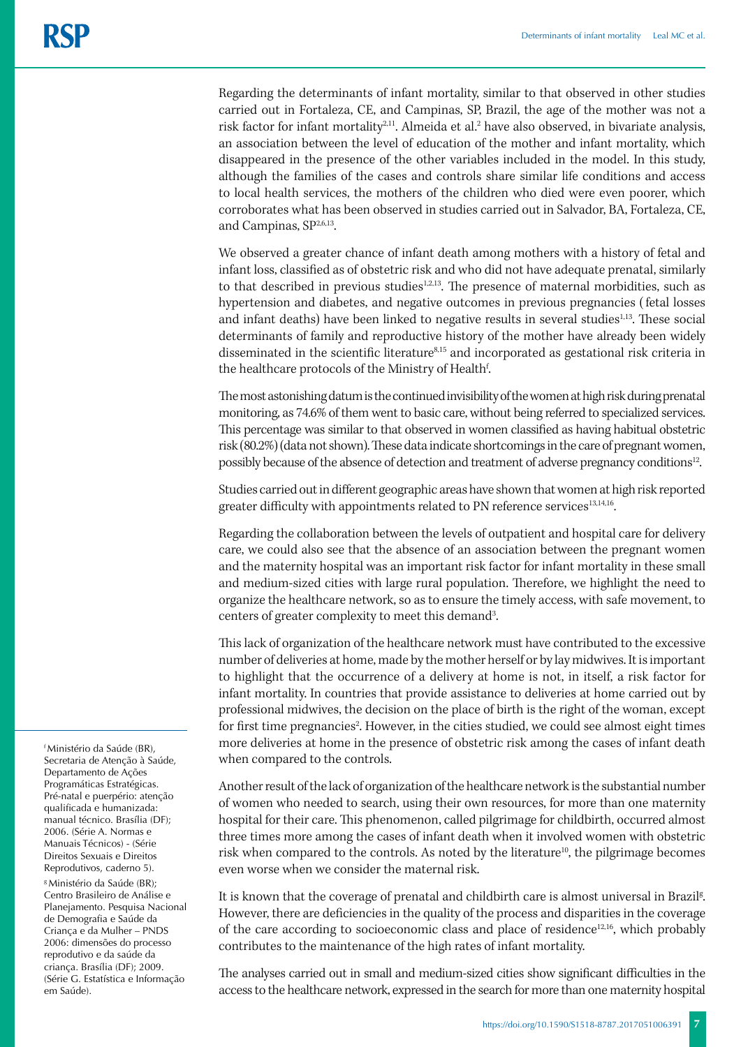Regarding the determinants of infant mortality, similar to that observed in other studies carried out in Fortaleza, CE, and Campinas, SP, Brazil, the age of the mother was not a risk factor for infant mortality[2,11]. Almeida et al.[2] have also observed, in bivariate analysis, an association between the level of education of the mother and infant mortality, which disappeared in the presence of the other variables included in the model. In this study, although the families of the cases and controls share similar life conditions and access to local health services, the mothers of the children who died were even poorer, which corroborates what has been observed in studies carried out in Salvador, BA, Fortaleza, CE, and Campinas, SP[2,6,13].

We observed a greater chance of infant death among mothers with a history of fetal and infant loss, classified as of obstetric risk and who did not have adequate prenatal, similarly to that described in previous studies[1,2,13]. The presence of maternal morbidities, such as hypertension and diabetes, and negative outcomes in previous pregnancies (fetal losses and infant deaths) have been linked to negative results in several studies[1,13]. These social determinants of family and reproductive history of the mother have already been widely disseminated in the scientific literature[8,15] and incorporated as gestational risk criteria in the healthcare protocols of the Ministry of Health[f].

The most astonishing datum is the continued invisibility of the women at high risk during prenatal monitoring, as 74.6% of them went to basic care, without being referred to specialized services. This percentage was similar to that observed in women classified as having habitual obstetric risk (80.2%) (data not shown). These data indicate shortcomings in the care of pregnant women, possibly because of the absence of detection and treatment of adverse pregnancy conditions[12].

Studies carried out in different geographic areas have shown that women at high risk reported greater difficulty with appointments related to PN reference services[13,14,16].

Regarding the collaboration between the levels of outpatient and hospital care for delivery care, we could also see that the absence of an association between the pregnant women and the maternity hospital was an important risk factor for infant mortality in these small and medium-sized cities with large rural population. Therefore, we highlight the need to organize the healthcare network, so as to ensure the timely access, with safe movement, to centers of greater complexity to meet this demand[3].

This lack of organization of the healthcare network must have contributed to the excessive number of deliveries at home, made by the mother herself or by lay midwives. It is important to highlight that the occurrence of a delivery at home is not, in itself, a risk factor for infant mortality. In countries that provide assistance to deliveries at home carried out by professional midwives, the decision on the place of birth is the right of the woman, except for first time pregnancies[2]. However, in the cities studied, we could see almost eight times more deliveries at home in the presence of obstetric risk among the cases of infant death when compared to the controls.

Another result of the lack of organization of the healthcare network is the substantial number of women who needed to search, using their own resources, for more than one maternity hospital for their care. This phenomenon, called pilgrimage for childbirth, occurred almost three times more among the cases of infant death when it involved women with obstetric risk when compared to the controls. As noted by the literature[10], the pilgrimage becomes even worse when we consider the maternal risk.

It is known that the coverage of prenatal and childbirth care is almost universal in Brazil[g]. However, there are deficiencies in the quality of the process and disparities in the coverage of the care according to socioeconomic class and place of residence[12,16], which probably contributes to the maintenance of the high rates of infant mortality.

The analyses carried out in small and medium-sized cities show significant difficulties in the access to the healthcare network, expressed in the search for more than one maternity hospital

[f] Ministério da Saúde (BR), Secretaria de Atenção à Saúde, Departamento de Ações Programáticas Estratégicas. Pré-natal e puerpério: atenção qualificada e humanizada: manual técnico. Brasília (DF); 2006. (Série A. Normas e Manuais Técnicos) - (Série Direitos Sexuais e Direitos Reprodutivos, caderno 5).

[g] Ministério da Saúde (BR); Centro Brasileiro de Análise e Planejamento. Pesquisa Nacional de Demografia e Saúde da Criança e da Mulher – PNDS 2006: dimensões do processo reprodutivo e da saúde da criança. Brasília (DF); 2009. (Série G. Estatística e Informação em Saúde).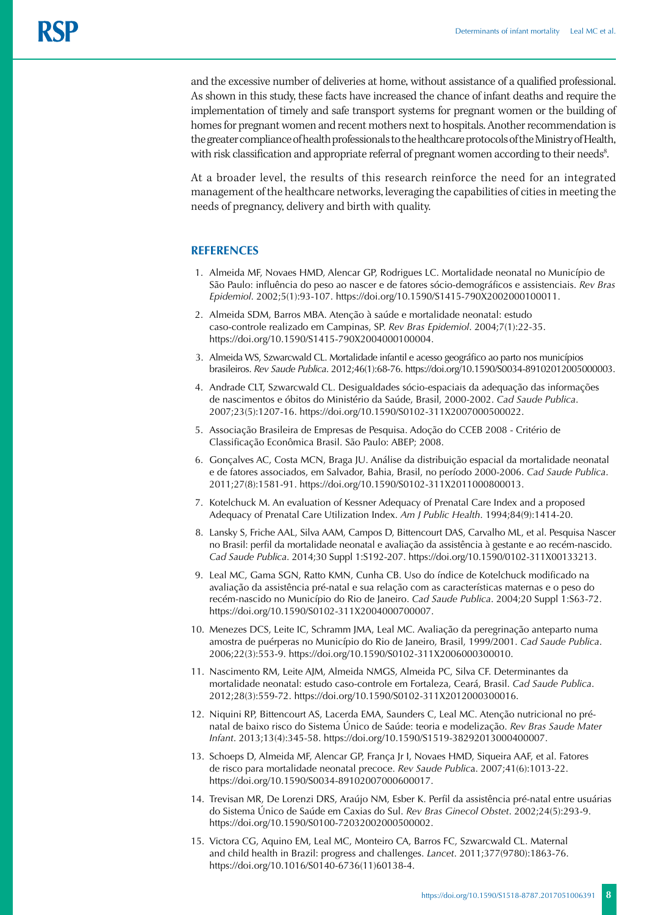and the excessive number of deliveries at home, without assistance of a qualified professional. As shown in this study, these facts have increased the chance of infant deaths and require the implementation of timely and safe transport systems for pregnant women or the building of homes for pregnant women and recent mothers next to hospitals. Another recommendation is the greater compliance of health professionals to the healthcare protocols of the Ministry of Health, with risk classification and appropriate referral of pregnant women according to their needs[8].

At a broader level, the results of this research reinforce the need for an integrated management of the healthcare networks, leveraging the capabilities of cities in meeting the needs of pregnancy, delivery and birth with quality.

## REFERENCES

1. Almeida MF, Novaes HMD, Alencar GP, Rodrigues LC. Mortalidade neonatal no Município de São Paulo: influência do peso ao nascer e de fatores sócio-demográficos e assistenciais. *Rev Bras Epidemiol*. 2002;5(1):93-107. https://doi.org/10.1590/S1415-790X2002000100011.
2. Almeida SDM, Barros MBA. Atenção à saúde e mortalidade neonatal: estudo caso-controle realizado em Campinas, SP. *Rev Bras Epidemiol*. 2004;7(1):22-35. https://doi.org/10.1590/S1415-790X2004000100004.
3. Almeida WS, Szwarcwald CL. Mortalidade infantil e acesso geográfico ao parto nos municípios brasileiros. *Rev Saude Publica*. 2012;46(1):68-76. https://doi.org/10.1590/S0034-89102012005000003.
4. Andrade CLT, Szwarcwald CL. Desigualdades sócio-espaciais da adequação das informações de nascimentos e óbitos do Ministério da Saúde, Brasil, 2000-2002. *Cad Saude Publica*. 2007;23(5):1207-16. https://doi.org/10.1590/S0102-311X2007000500022.
5. Associação Brasileira de Empresas de Pesquisa. Adoção do CCEB 2008 - Critério de Classificação Econômica Brasil. São Paulo: ABEP; 2008.
6. Gonçalves AC, Costa MCN, Braga JU. Análise da distribuição espacial da mortalidade neonatal e de fatores associados, em Salvador, Bahia, Brasil, no período 2000-2006. *Cad Saude Publica*. 2011;27(8):1581-91. https://doi.org/10.1590/S0102-311X2011000800013.
7. Kotelchuck M. An evaluation of Kessner Adequacy of Prenatal Care Index and a proposed Adequacy of Prenatal Care Utilization Index. *Am J Public Health*. 1994;84(9):1414-20.
8. Lansky S, Friche AAL, Silva AAM, Campos D, Bittencourt DAS, Carvalho ML, et al. Pesquisa Nascer no Brasil: perfil da mortalidade neonatal e avaliação da assistência à gestante e ao recém-nascido. *Cad Saude Publica*. 2014;30 Suppl 1:S192-207. https://doi.org/10.1590/0102-311X00133213.
9. Leal MC, Gama SGN, Ratto KMN, Cunha CB. Uso do índice de Kotelchuck modificado na avaliação da assistência pré-natal e sua relação com as características maternas e o peso do recém-nascido no Município do Rio de Janeiro. *Cad Saude Publica*. 2004;20 Suppl 1:S63-72. https://doi.org/10.1590/S0102-311X2004000700007.
10. Menezes DCS, Leite IC, Schramm JMA, Leal MC. Avaliação da peregrinação anteparto numa amostra de puérperas no Município do Rio de Janeiro, Brasil, 1999/2001. *Cad Saude Publica*. 2006;22(3):553-9. https://doi.org/10.1590/S0102-311X2006000300010.
11. Nascimento RM, Leite AJM, Almeida NMGS, Almeida PC, Silva CF. Determinantes da mortalidade neonatal: estudo caso-controle em Fortaleza, Ceará, Brasil. *Cad Saude Publica*. 2012;28(3):559-72. https://doi.org/10.1590/S0102-311X2012000300016.
12. Niquini RP, Bittencourt AS, Lacerda EMA, Saunders C, Leal MC. Atenção nutricional no pré-natal de baixo risco do Sistema Único de Saúde: teoria e modelização. *Rev Bras Saude Mater Infant*. 2013;13(4):345-58. https://doi.org/10.1590/S1519-38292013000400007.
13. Schoeps D, Almeida MF, Alencar GP, França Jr I, Novaes HMD, Siqueira AAF, et al. Fatores de risco para mortalidade neonatal precoce. *Rev Saude Publica*. 2007;41(6):1013-22. https://doi.org/10.1590/S0034-89102007000600017.
14. Trevisan MR, De Lorenzi DRS, Araújo NM, Esber K. Perfil da assistência pré-natal entre usuárias do Sistema Único de Saúde em Caxias do Sul. *Rev Bras Ginecol Obstet*. 2002;24(5):293-9. https://doi.org/10.1590/S0100-72032002000500002.
15. Victora CG, Aquino EM, Leal MC, Monteiro CA, Barros FC, Szwarcwald CL. Maternal and child health in Brazil: progress and challenges. *Lancet*. 2011;377(9780):1863-76. https://doi.org/10.1016/S0140-6736(11)60138-4.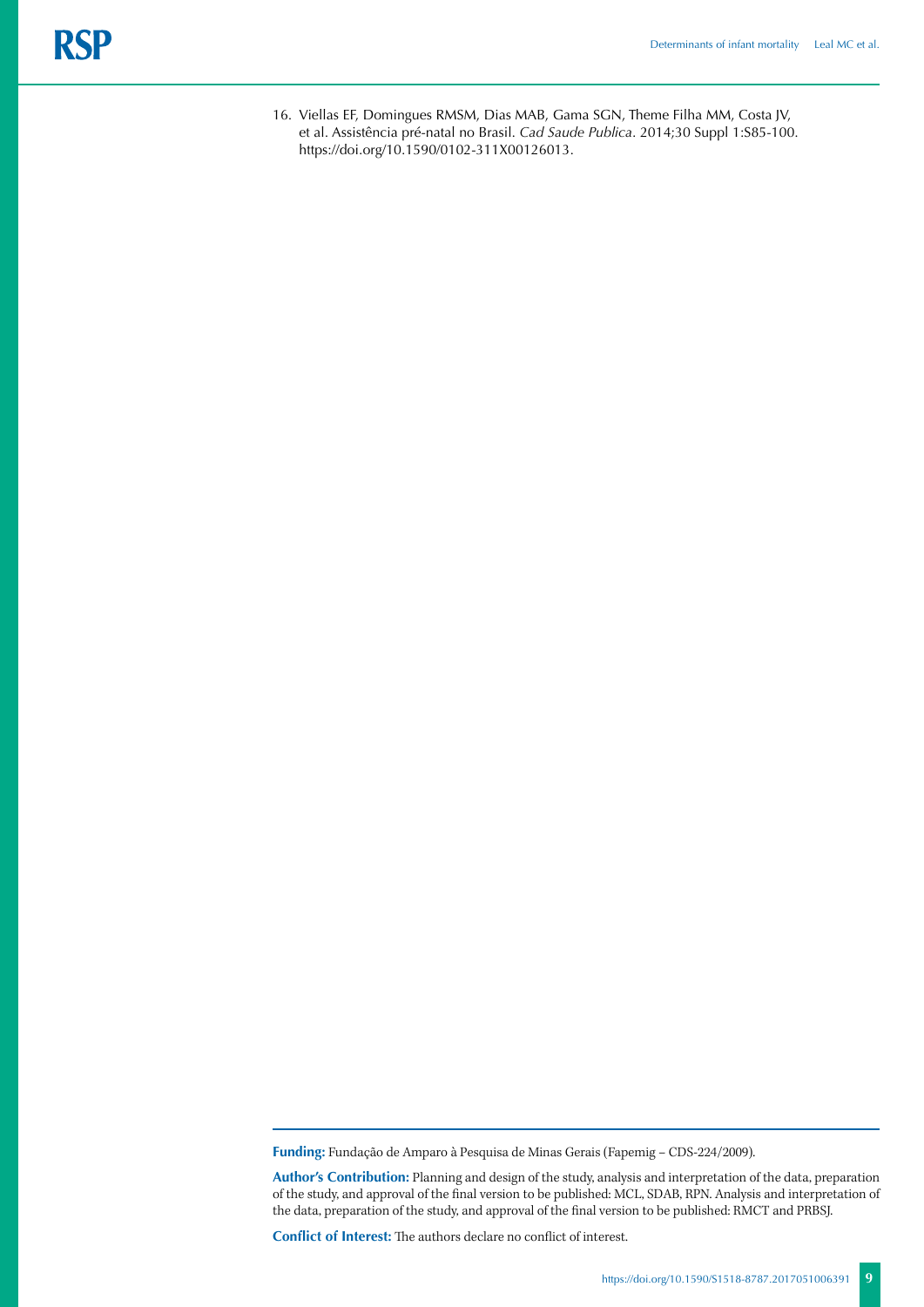16. Viellas EF, Domingues RMSM, Dias MAB, Gama SGN, Theme Filha MM, Costa JV, et al. Assistência pré-natal no Brasil. *Cad Saude Publica*. 2014;30 Suppl 1:S85-100. https://doi.org/10.1590/0102-311X00126013.

**Funding:** Fundação de Amparo à Pesquisa de Minas Gerais (Fapemig – CDS-224/2009).

**Author's Contribution:** Planning and design of the study, analysis and interpretation of the data, preparation of the study, and approval of the final version to be published: MCL, SDAB, RPN. Analysis and interpretation of the data, preparation of the study, and approval of the final version to be published: RMCT and PRBSJ.

**Conflict of Interest:** The authors declare no conflict of interest.